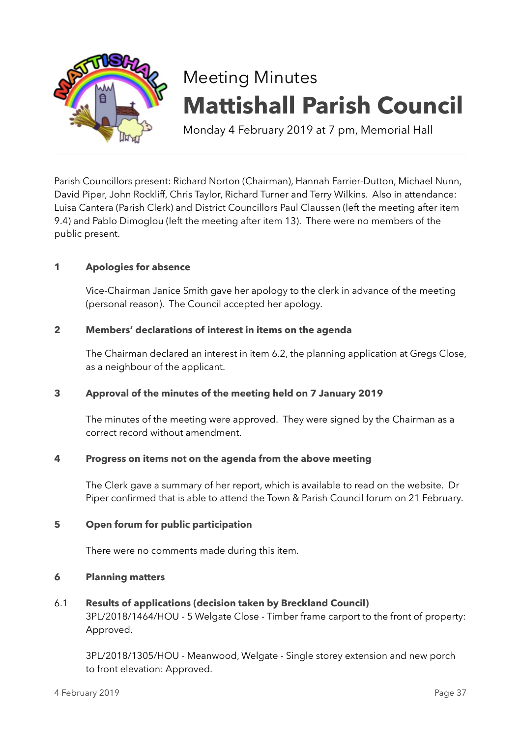Meeting Minutes

# Mattishall Parish Council

Monday 4 February 2019 at 7 pm, Memorial Hall

---

Parish Councillors present: Richard Norton (Chairman), Hannah Farrier-Dutton, Michael Nunn, David Piper, John Rockliff, Chris Taylor, Richard Turner and Terry Wilkins. Also in attendance: Luisa Cantera (Parish Clerk) and District Councillors Paul Claussen (left the meeting after item 9.4) and Pablo Dimoglou (left the meeting after item 13). There were no members of the public present.

**1 Apologies for absence**

Vice-Chairman Janice Smith gave her apology to the clerk in advance of the meeting (personal reason). The Council accepted her apology.

**2 Members' declarations of interest in items on the agenda**

The Chairman declared an interest in item 6.2, the planning application at Gregs Close, as a neighbour of the applicant.

**3 Approval of the minutes of the meeting held on 7 January 2019**

The minutes of the meeting were approved. They were signed by the Chairman as a correct record without amendment.

**4 Progress on items not on the agenda from the above meeting**

The Clerk gave a summary of her report, which is available to read on the website. Dr Piper confirmed that is able to attend the Town & Parish Council forum on 21 February.

**5 Open forum for public participation**

There were no comments made during this item.

**6 Planning matters**

6.1 **Results of applications (decision taken by Breckland Council)**
3PL/2018/1464/HOU - 5 Welgate Close - Timber frame carport to the front of property: Approved.

3PL/2018/1305/HOU - Meanwood, Welgate - Single storey extension and new porch to front elevation: Approved.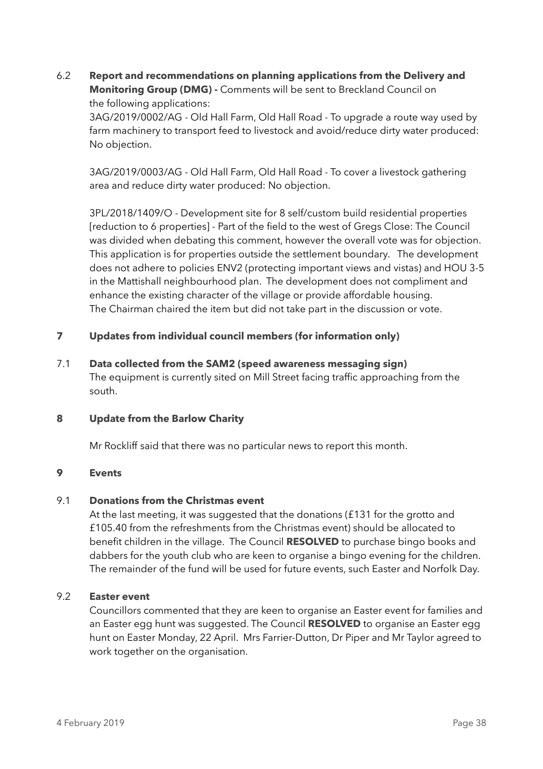6.2 **Report and recommendations on planning applications from the Delivery and Monitoring Group (DMG) -** Comments will be sent to Breckland Council on the following applications:

3AG/2019/0002/AG - Old Hall Farm, Old Hall Road - To upgrade a route way used by farm machinery to transport feed to livestock and avoid/reduce dirty water produced: No objection.

3AG/2019/0003/AG - Old Hall Farm, Old Hall Road - To cover a livestock gathering area and reduce dirty water produced: No objection.

3PL/2018/1409/O - Development site for 8 self/custom build residential properties [reduction to 6 properties] - Part of the field to the west of Gregs Close: The Council was divided when debating this comment, however the overall vote was for objection. This application is for properties outside the settlement boundary. The development does not adhere to policies ENV2 (protecting important views and vistas) and HOU 3-5 in the Mattishall neighbourhood plan. The development does not compliment and enhance the existing character of the village or provide affordable housing. The Chairman chaired the item but did not take part in the discussion or vote.

**7 Updates from individual council members (for information only)**

7.1 **Data collected from the SAM2 (speed awareness messaging sign)**
The equipment is currently sited on Mill Street facing traffic approaching from the south.

**8 Update from the Barlow Charity**

Mr Rockliff said that there was no particular news to report this month.

**9 Events**

9.1 **Donations from the Christmas event**
At the last meeting, it was suggested that the donations (£131 for the grotto and £105.40 from the refreshments from the Christmas event) should be allocated to benefit children in the village. The Council **RESOLVED** to purchase bingo books and dabbers for the youth club who are keen to organise a bingo evening for the children. The remainder of the fund will be used for future events, such Easter and Norfolk Day.

9.2 **Easter event**
Councillors commented that they are keen to organise an Easter event for families and an Easter egg hunt was suggested. The Council **RESOLVED** to organise an Easter egg hunt on Easter Monday, 22 April. Mrs Farrier-Dutton, Dr Piper and Mr Taylor agreed to work together on the organisation.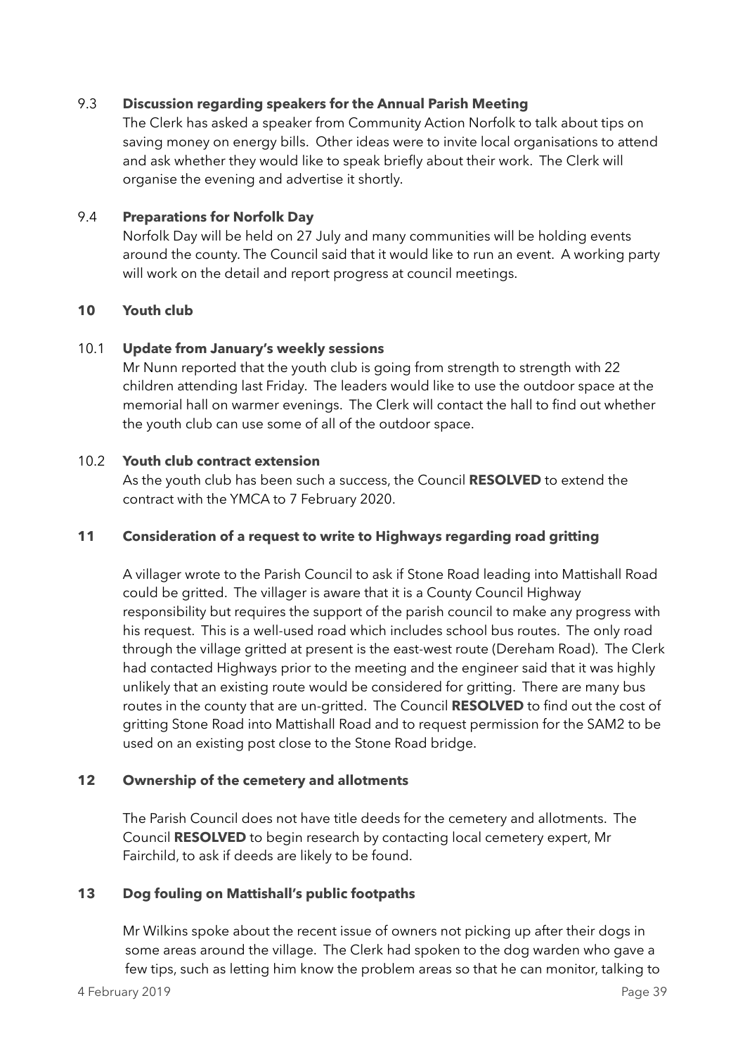9.3 **Discussion regarding speakers for the Annual Parish Meeting**

The Clerk has asked a speaker from Community Action Norfolk to talk about tips on saving money on energy bills. Other ideas were to invite local organisations to attend and ask whether they would like to speak briefly about their work. The Clerk will organise the evening and advertise it shortly.

9.4 **Preparations for Norfolk Day**

Norfolk Day will be held on 27 July and many communities will be holding events around the county. The Council said that it would like to run an event. A working party will work on the detail and report progress at council meetings.

**10 Youth club**

10.1 **Update from January's weekly sessions**

Mr Nunn reported that the youth club is going from strength to strength with 22 children attending last Friday. The leaders would like to use the outdoor space at the memorial hall on warmer evenings. The Clerk will contact the hall to find out whether the youth club can use some of all of the outdoor space.

10.2 **Youth club contract extension**

As the youth club has been such a success, the Council **RESOLVED** to extend the contract with the YMCA to 7 February 2020.

**11 Consideration of a request to write to Highways regarding road gritting**

A villager wrote to the Parish Council to ask if Stone Road leading into Mattishall Road could be gritted. The villager is aware that it is a County Council Highway responsibility but requires the support of the parish council to make any progress with his request. This is a well-used road which includes school bus routes. The only road through the village gritted at present is the east-west route (Dereham Road). The Clerk had contacted Highways prior to the meeting and the engineer said that it was highly unlikely that an existing route would be considered for gritting. There are many bus routes in the county that are un-gritted. The Council **RESOLVED** to find out the cost of gritting Stone Road into Mattishall Road and to request permission for the SAM2 to be used on an existing post close to the Stone Road bridge.

**12 Ownership of the cemetery and allotments**

The Parish Council does not have title deeds for the cemetery and allotments. The Council **RESOLVED** to begin research by contacting local cemetery expert, Mr Fairchild, to ask if deeds are likely to be found.

**13 Dog fouling on Mattishall's public footpaths**

Mr Wilkins spoke about the recent issue of owners not picking up after their dogs in some areas around the village. The Clerk had spoken to the dog warden who gave a few tips, such as letting him know the problem areas so that he can monitor, talking to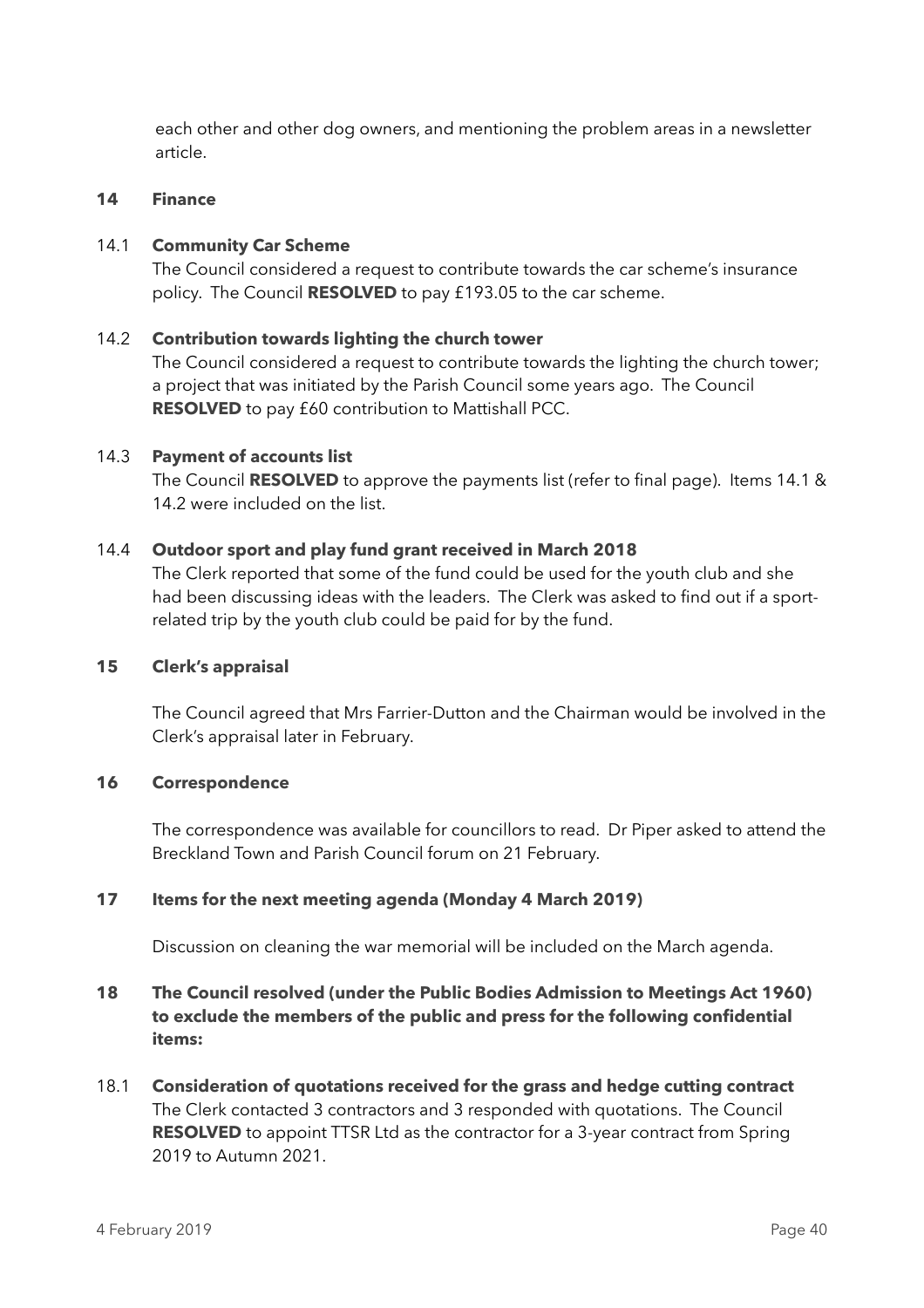each other and other dog owners, and mentioning the problem areas in a newsletter article.

## 14 Finance

### 14.1 Community Car Scheme

The Council considered a request to contribute towards the car scheme's insurance policy. The Council **RESOLVED** to pay £193.05 to the car scheme.

### 14.2 Contribution towards lighting the church tower

The Council considered a request to contribute towards the lighting the church tower; a project that was initiated by the Parish Council some years ago. The Council **RESOLVED** to pay £60 contribution to Mattishall PCC.

### 14.3 Payment of accounts list

The Council **RESOLVED** to approve the payments list (refer to final page). Items 14.1 & 14.2 were included on the list.

### 14.4 Outdoor sport and play fund grant received in March 2018

The Clerk reported that some of the fund could be used for the youth club and she had been discussing ideas with the leaders. The Clerk was asked to find out if a sport-related trip by the youth club could be paid for by the fund.

## 15 Clerk's appraisal

The Council agreed that Mrs Farrier-Dutton and the Chairman would be involved in the Clerk's appraisal later in February.

## 16 Correspondence

The correspondence was available for councillors to read. Dr Piper asked to attend the Breckland Town and Parish Council forum on 21 February.

## 17 Items for the next meeting agenda (Monday 4 March 2019)

Discussion on cleaning the war memorial will be included on the March agenda.

## 18 The Council resolved (under the Public Bodies Admission to Meetings Act 1960) to exclude the members of the public and press for the following confidential items:

### 18.1 Consideration of quotations received for the grass and hedge cutting contract

The Clerk contacted 3 contractors and 3 responded with quotations. The Council **RESOLVED** to appoint TTSR Ltd as the contractor for a 3-year contract from Spring 2019 to Autumn 2021.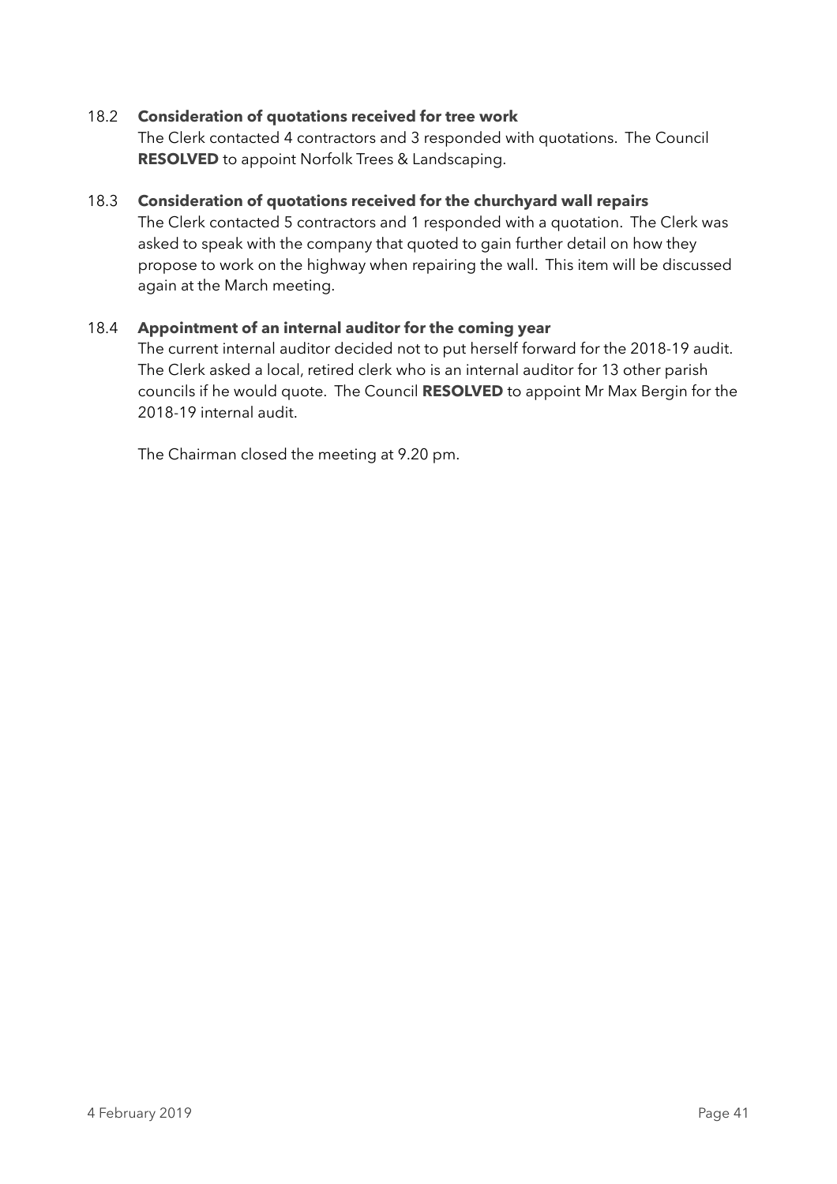18.2 **Consideration of quotations received for tree work**

The Clerk contacted 4 contractors and 3 responded with quotations. The Council **RESOLVED** to appoint Norfolk Trees & Landscaping.

18.3 **Consideration of quotations received for the churchyard wall repairs**

The Clerk contacted 5 contractors and 1 responded with a quotation. The Clerk was asked to speak with the company that quoted to gain further detail on how they propose to work on the highway when repairing the wall. This item will be discussed again at the March meeting.

18.4 **Appointment of an internal auditor for the coming year**

The current internal auditor decided not to put herself forward for the 2018-19 audit. The Clerk asked a local, retired clerk who is an internal auditor for 13 other parish councils if he would quote. The Council **RESOLVED** to appoint Mr Max Bergin for the 2018-19 internal audit.

The Chairman closed the meeting at 9.20 pm.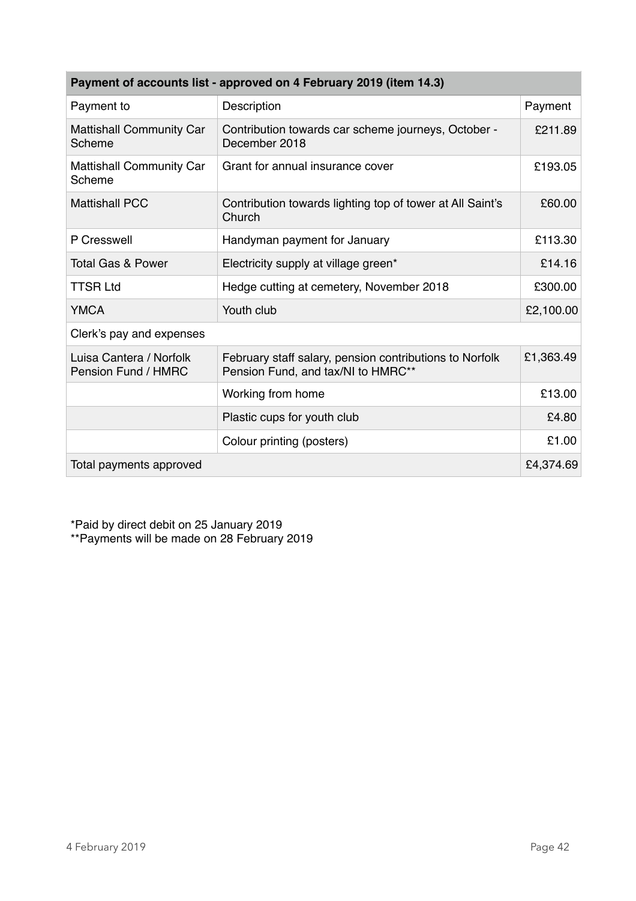| Payment of accounts list - approved on 4 February 2019 (item 14.3) | | |
|---|---|---|
| Payment to | Description | Payment |
| Mattishall Community Car Scheme | Contribution towards car scheme journeys, October - December 2018 | £211.89 |
| Mattishall Community Car Scheme | Grant for annual insurance cover | £193.05 |
| Mattishall PCC | Contribution towards lighting top of tower at All Saint's Church | £60.00 |
| P Cresswell | Handyman payment for January | £113.30 |
| Total Gas & Power | Electricity supply at village green* | £14.16 |
| TTSR Ltd | Hedge cutting at cemetery, November 2018 | £300.00 |
| YMCA | Youth club | £2,100.00 |
| Clerk's pay and expenses | | |
| Luisa Cantera / Norfolk Pension Fund / HMRC | February staff salary, pension contributions to Norfolk Pension Fund, and tax/NI to HMRC** | £1,363.49 |
| | Working from home | £13.00 |
| | Plastic cups for youth club | £4.80 |
| | Colour printing (posters) | £1.00 |
| Total payments approved | | £4,374.69 |

*Paid by direct debit on 25 January 2019
**Payments will be made on 28 February 2019